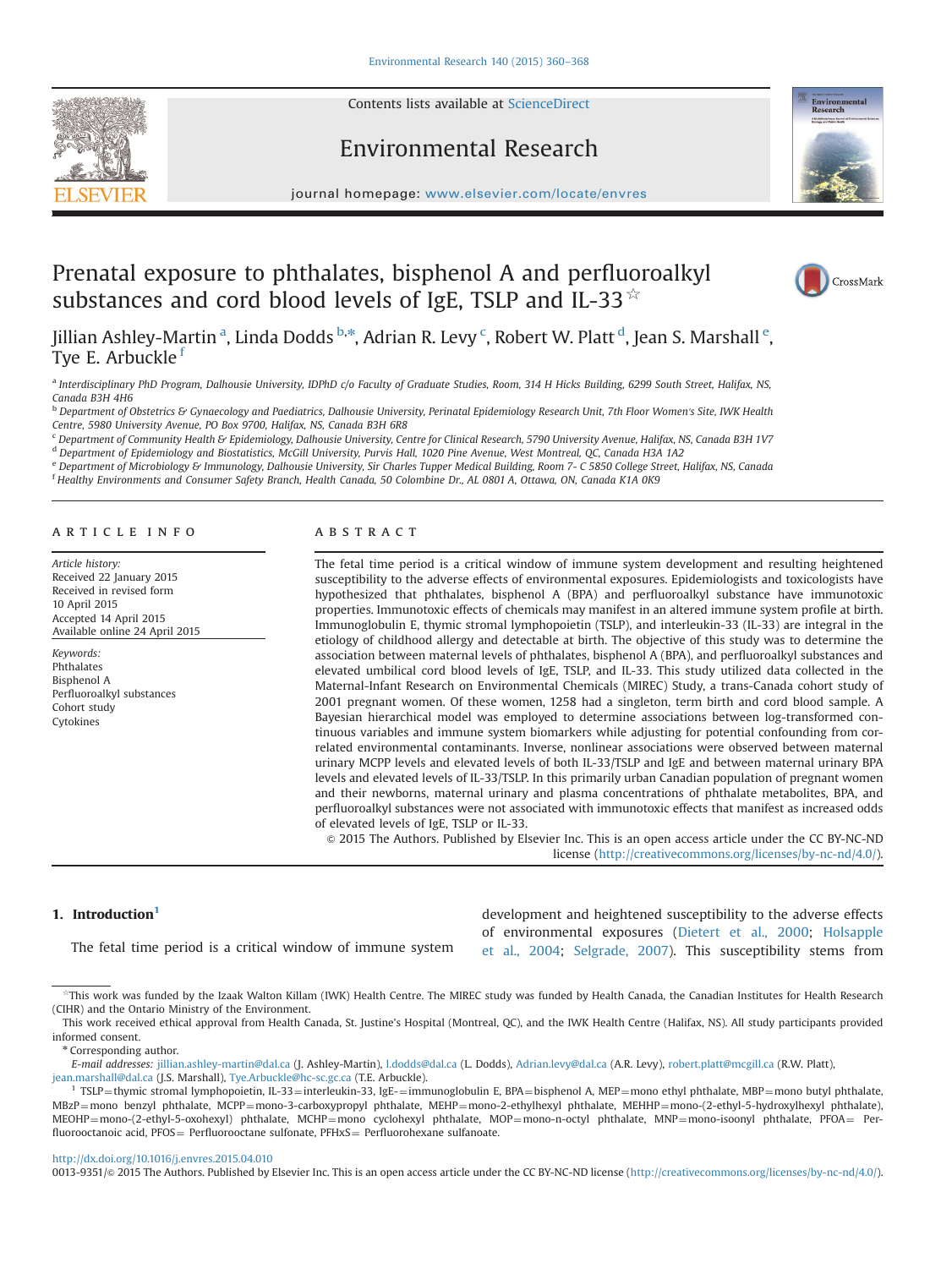# Prenatal exposure to phthalates, bisphenol A and perfluoroalkyl substances and cord blood levels of IgE, TSLP and IL-33 ☆

Jillian Ashley-Martin [a], Linda Dodds [b,*], Adrian R. Levy [c], Robert W. Platt [d], Jean S. Marshall [e], Tye E. Arbuckle [f]

[a] Interdisciplinary PhD Program, Dalhousie University, IDPhD c/o Faculty of Graduate Studies, Room, 314 H Hicks Building, 6299 South Street, Halifax, NS, Canada B3H 4H6

[b] Department of Obstetrics & Gynaecology and Paediatrics, Dalhousie University, Perinatal Epidemiology Research Unit, 7th Floor Women's Site, IWK Health Centre, 5980 University Avenue, PO Box 9700, Halifax, NS, Canada B3H 6R8

[c] Department of Community Health & Epidemiology, Dalhousie University, Centre for Clinical Research, 5790 University Avenue, Halifax, NS, Canada B3H 1V7

[d] Department of Epidemiology and Biostatistics, McGill University, Purvis Hall, 1020 Pine Avenue, West Montreal, QC, Canada H3A 1A2

[e] Department of Microbiology & Immunology, Dalhousie University, Sir Charles Tupper Medical Building, Room 7- C 5850 College Street, Halifax, NS, Canada

[f] Healthy Environments and Consumer Safety Branch, Health Canada, 50 Colombine Dr., AL 0801 A, Ottawa, ON, Canada K1A 0K9

## ARTICLE INFO

*Article history:*
Received 22 January 2015
Received in revised form
10 April 2015
Accepted 14 April 2015
Available online 24 April 2015

*Keywords:*
Phthalates
Bisphenol A
Perfluoroalkyl substances
Cohort study
Cytokines

## ABSTRACT

The fetal time period is a critical window of immune system development and resulting heightened susceptibility to the adverse effects of environmental exposures. Epidemiologists and toxicologists have hypothesized that phthalates, bisphenol A (BPA) and perfluoroalkyl substance have immunotoxic properties. Immunotoxic effects of chemicals may manifest in an altered immune system profile at birth. Immunoglobulin E, thymic stromal lymphopoietin (TSLP), and interleukin-33 (IL-33) are integral in the etiology of childhood allergy and detectable at birth. The objective of this study was to determine the association between maternal levels of phthalates, bisphenol A (BPA), and perfluoroalkyl substances and elevated umbilical cord blood levels of IgE, TSLP, and IL-33. This study utilized data collected in the Maternal-Infant Research on Environmental Chemicals (MIREC) Study, a trans-Canada cohort study of 2001 pregnant women. Of these women, 1258 had a singleton, term birth and cord blood sample. A Bayesian hierarchical model was employed to determine associations between log-transformed continuous variables and immune system biomarkers while adjusting for potential confounding from correlated environmental contaminants. Inverse, nonlinear associations were observed between maternal urinary MCPP levels and elevated levels of both IL-33/TSLP and IgE and between maternal urinary BPA levels and elevated levels of IL-33/TSLP. In this primarily urban Canadian population of pregnant women and their newborns, maternal urinary and plasma concentrations of phthalate metabolites, BPA, and perfluoroalkyl substances were not associated with immunotoxic effects that manifest as increased odds of elevated levels of IgE, TSLP or IL-33.

© 2015 The Authors. Published by Elsevier Inc. This is an open access article under the CC BY-NC-ND license (http://creativecommons.org/licenses/by-nc-nd/4.0/).

## 1. Introduction[1]

The fetal time period is a critical window of immune system development and heightened susceptibility to the adverse effects of environmental exposures (Dietert et al., 2000; Holsapple et al., 2004; Selgrade, 2007). This susceptibility stems from

---

☆ This work was funded by the Izaak Walton Killam (IWK) Health Centre. The MIREC study was funded by Health Canada, the Canadian Institutes for Health Research (CIHR) and the Ontario Ministry of the Environment.

This work received ethical approval from Health Canada, St. Justine's Hospital (Montreal, QC), and the IWK Health Centre (Halifax, NS). All study participants provided informed consent.

* Corresponding author.

*E-mail addresses:* jillian.ashley-martin@dal.ca (J. Ashley-Martin), l.dodds@dal.ca (L. Dodds), Adrian.levy@dal.ca (A.R. Levy), robert.platt@mcgill.ca (R.W. Platt), jean.marshall@dal.ca (J.S. Marshall), Tye.Arbuckle@hc-sc.gc.ca (T.E. Arbuckle).

[1] TSLP = thymic stromal lymphopoietin, IL-33 = interleukin-33, IgE- = immunoglobulin E, BPA = bisphenol A, MEP = mono ethyl phthalate, MBP = mono butyl phthalate, MBzP = mono benzyl phthalate, MCPP = mono-3-carboxypropyl phthalate, MEHP = mono-2-ethylhexyl phthalate, MEHHP = mono-(2-ethyl-5-hydroxylhexyl phthalate), MEOHP = mono-(2-ethyl-5-oxohexyl) phthalate, MCHP = mono cyclohexyl phthalate, MOP = mono-n-octyl phthalate, MNP = mono-isoonyl phthalate, PFOA = Perfluorooctanoic acid, PFOS = Perfluorooctane sulfonate, PFHxS = Perfluorohexane sulfanoate.

http://dx.doi.org/10.1016/j.envres.2015.04.010
0013-9351/© 2015 The Authors. Published by Elsevier Inc. This is an open access article under the CC BY-NC-ND license (http://creativecommons.org/licenses/by-nc-nd/4.0/).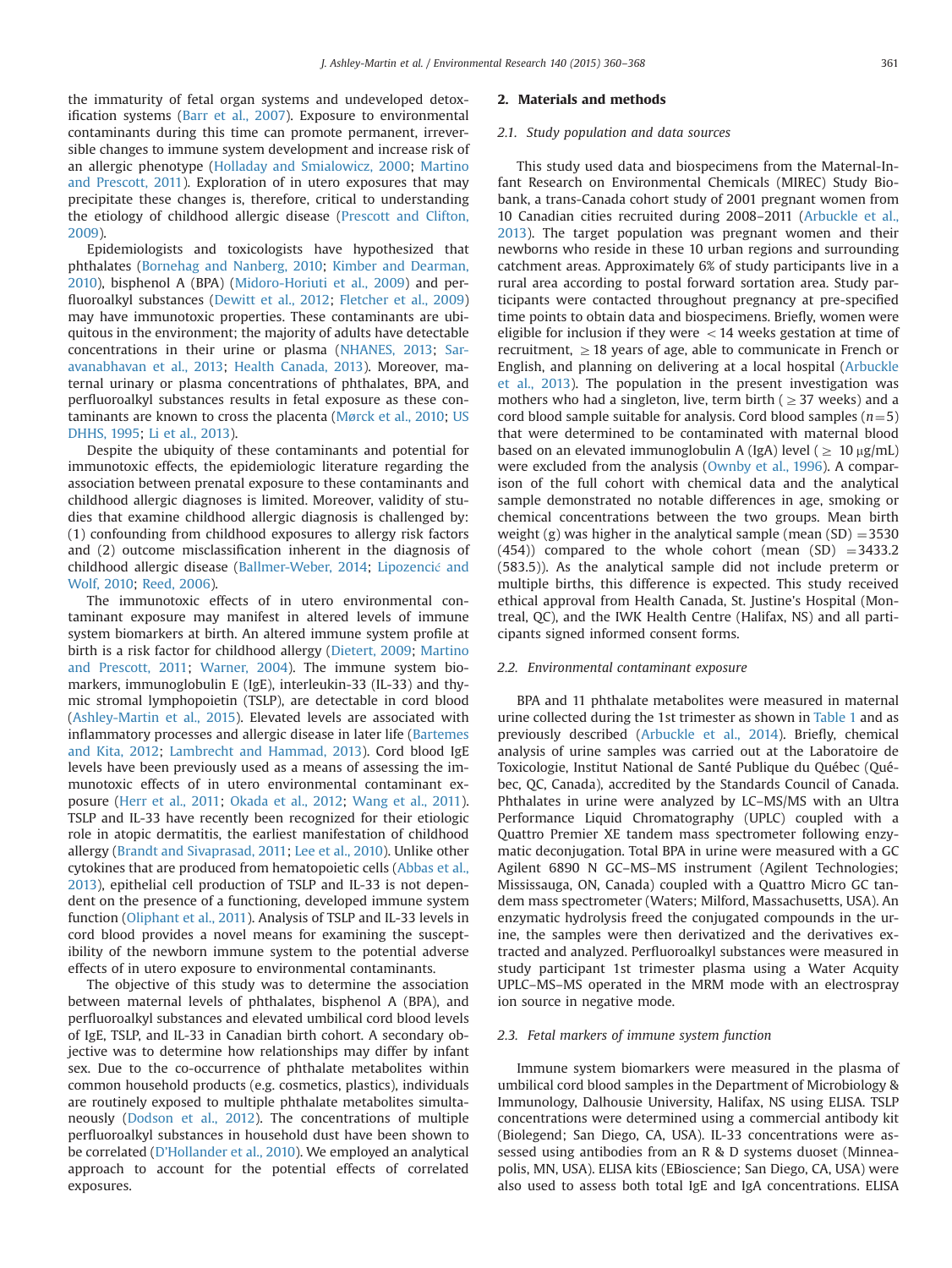the immaturity of fetal organ systems and undeveloped detoxification systems (Barr et al., 2007). Exposure to environmental contaminants during this time can promote permanent, irreversible changes to immune system development and increase risk of an allergic phenotype (Holladay and Smialowicz, 2000; Martino and Prescott, 2011). Exploration of in utero exposures that may precipitate these changes is, therefore, critical to understanding the etiology of childhood allergic disease (Prescott and Clifton, 2009).

Epidemiologists and toxicologists have hypothesized that phthalates (Bornehag and Nanberg, 2010; Kimber and Dearman, 2010), bisphenol A (BPA) (Midoro-Horiuti et al., 2009) and perfluoroalkyl substances (Dewitt et al., 2012; Fletcher et al., 2009) may have immunotoxic properties. These contaminants are ubiquitous in the environment; the majority of adults have detectable concentrations in their urine or plasma (NHANES, 2013; Saravanabhavan et al., 2013; Health Canada, 2013). Moreover, maternal urinary or plasma concentrations of phthalates, BPA, and perfluoroalkyl substances results in fetal exposure as these contaminants are known to cross the placenta (Mørck et al., 2010; US DHHS, 1995; Li et al., 2013).

Despite the ubiquity of these contaminants and potential for immunotoxic effects, the epidemiologic literature regarding the association between prenatal exposure to these contaminants and childhood allergic diagnoses is limited. Moreover, validity of studies that examine childhood allergic diagnosis is challenged by: (1) confounding from childhood exposures to allergy risk factors and (2) outcome misclassification inherent in the diagnosis of childhood allergic disease (Ballmer-Weber, 2014; Lipozencić and Wolf, 2010; Reed, 2006).

The immunotoxic effects of in utero environmental contaminant exposure may manifest in altered levels of immune system biomarkers at birth. An altered immune system profile at birth is a risk factor for childhood allergy (Dietert, 2009; Martino and Prescott, 2011; Warner, 2004). The immune system biomarkers, immunoglobulin E (IgE), interleukin-33 (IL-33) and thymic stromal lymphopoietin (TSLP), are detectable in cord blood (Ashley-Martin et al., 2015). Elevated levels are associated with inflammatory processes and allergic disease in later life (Bartemes and Kita, 2012; Lambrecht and Hammad, 2013). Cord blood IgE levels have been previously used as a means of assessing the immunotoxic effects of in utero environmental contaminant exposure (Herr et al., 2011; Okada et al., 2012; Wang et al., 2011). TSLP and IL-33 have recently been recognized for their etiologic role in atopic dermatitis, the earliest manifestation of childhood allergy (Brandt and Sivaprasad, 2011; Lee et al., 2010). Unlike other cytokines that are produced from hematopoietic cells (Abbas et al., 2013), epithelial cell production of TSLP and IL-33 is not dependent on the presence of a functioning, developed immune system function (Oliphant et al., 2011). Analysis of TSLP and IL-33 levels in cord blood provides a novel means for examining the susceptibility of the newborn immune system to the potential adverse effects of in utero exposure to environmental contaminants.

The objective of this study was to determine the association between maternal levels of phthalates, bisphenol A (BPA), and perfluoroalkyl substances and elevated umbilical cord blood levels of IgE, TSLP, and IL-33 in Canadian birth cohort. A secondary objective was to determine how relationships may differ by infant sex. Due to the co-occurrence of phthalate metabolites within common household products (e.g. cosmetics, plastics), individuals are routinely exposed to multiple phthalate metabolites simultaneously (Dodson et al., 2012). The concentrations of multiple perfluoroalkyl substances in household dust have been shown to be correlated (D'Hollander et al., 2010). We employed an analytical approach to account for the potential effects of correlated exposures.

## 2. Materials and methods

### 2.1. Study population and data sources

This study used data and biospecimens from the Maternal-Infant Research on Environmental Chemicals (MIREC) Study Biobank, a trans-Canada cohort study of 2001 pregnant women from 10 Canadian cities recruited during 2008–2011 (Arbuckle et al., 2013). The target population was pregnant women and their newborns who reside in these 10 urban regions and surrounding catchment areas. Approximately 6% of study participants live in a rural area according to postal forward sortation area. Study participants were contacted throughout pregnancy at pre-specified time points to obtain data and biospecimens. Briefly, women were eligible for inclusion if they were $<14$ weeks gestation at time of recruitment, $\geq 18$ years of age, able to communicate in French or English, and planning on delivering at a local hospital (Arbuckle et al., 2013). The population in the present investigation was mothers who had a singleton, live, term birth ($\geq 37$ weeks) and a cord blood sample suitable for analysis. Cord blood samples ($n=5$) that were determined to be contaminated with maternal blood based on an elevated immunoglobulin A (IgA) level ($\geq$ 10 μg/mL) were excluded from the analysis (Ownby et al., 1996). A comparison of the full cohort with chemical data and the analytical sample demonstrated no notable differences in age, smoking or chemical concentrations between the two groups. Mean birth weight (g) was higher in the analytical sample (mean (SD) $=3530$ (454)) compared to the whole cohort (mean (SD) $=3433.2$ (583.5)). As the analytical sample did not include preterm or multiple births, this difference is expected. This study received ethical approval from Health Canada, St. Justine's Hospital (Montreal, QC), and the IWK Health Centre (Halifax, NS) and all participants signed informed consent forms.

### 2.2. Environmental contaminant exposure

BPA and 11 phthalate metabolites were measured in maternal urine collected during the 1st trimester as shown in Table 1 and as previously described (Arbuckle et al., 2014). Briefly, chemical analysis of urine samples was carried out at the Laboratoire de Toxicologie, Institut National de Santé Publique du Québec (Québec, QC, Canada), accredited by the Standards Council of Canada. Phthalates in urine were analyzed by LC–MS/MS with an Ultra Performance Liquid Chromatography (UPLC) coupled with a Quattro Premier XE tandem mass spectrometer following enzymatic deconjugation. Total BPA in urine were measured with a GC Agilent 6890 N GC–MS–MS instrument (Agilent Technologies; Mississauga, ON, Canada) coupled with a Quattro Micro GC tandem mass spectrometer (Waters; Milford, Massachusetts, USA). An enzymatic hydrolysis freed the conjugated compounds in the urine, the samples were then derivatized and the derivatives extracted and analyzed. Perfluoroalkyl substances were measured in study participant 1st trimester plasma using a Water Acquity UPLC–MS–MS operated in the MRM mode with an electrospray ion source in negative mode.

### 2.3. Fetal markers of immune system function

Immune system biomarkers were measured in the plasma of umbilical cord blood samples in the Department of Microbiology & Immunology, Dalhousie University, Halifax, NS using ELISA. TSLP concentrations were determined using a commercial antibody kit (Biolegend; San Diego, CA, USA). IL-33 concentrations were assessed using antibodies from an R & D systems duoset (Minneapolis, MN, USA). ELISA kits (EBioscience; San Diego, CA, USA) were also used to assess both total IgE and IgA concentrations. ELISA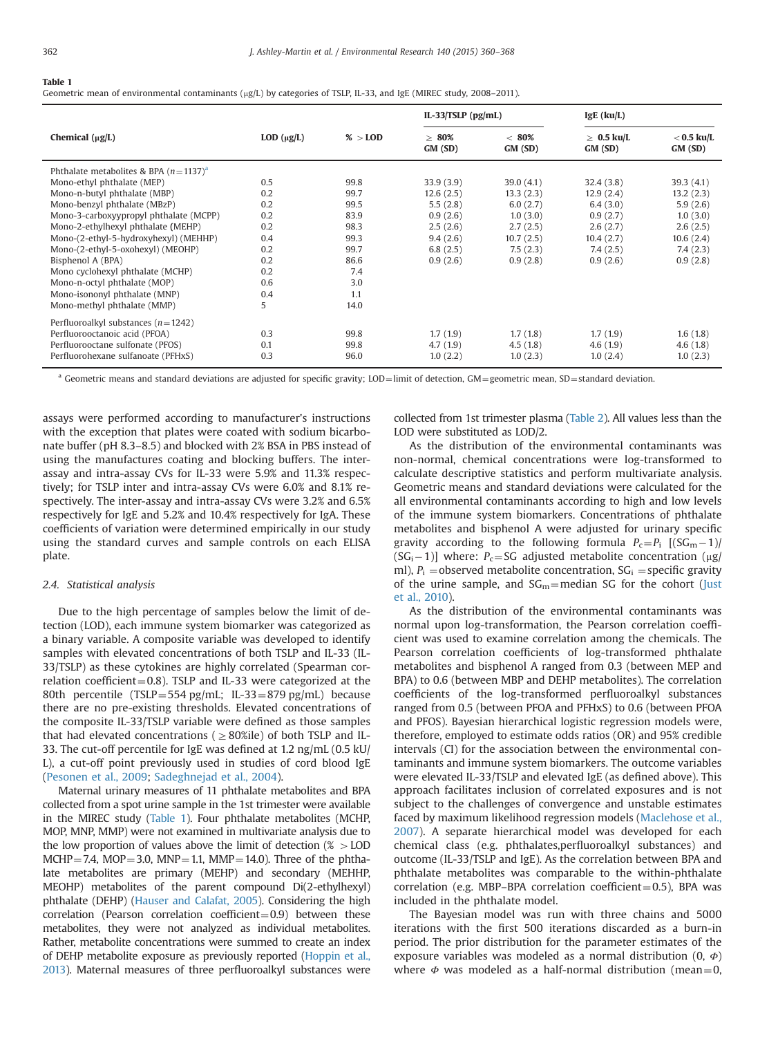**Table 1**
Geometric mean of environmental contaminants (μg/L) by categories of TSLP, IL-33, and IgE (MIREC study, 2008–2011).

| Chemical (μg/L) | LOD (μg/L) | % > LOD | IL-33/TSLP (pg/mL) | | IgE (ku/L) | |
|---|---|---|---|---|---|---|
| | | | ≥ 80% GM (SD) | < 80% GM (SD) | ≥ 0.5 ku/L GM (SD) | <0.5 ku/L GM (SD) |
| Phthalate metabolites & BPA (n=1137)[a] | | | | | | |
| Mono-ethyl phthalate (MEP) | 0.5 | 99.8 | 33.9 (3.9) | 39.0 (4.1) | 32.4 (3.8) | 39.3 (4.1) |
| Mono-n-butyl phthalate (MBP) | 0.2 | 99.7 | 12.6 (2.5) | 13.3 (2.3) | 12.9 (2.4) | 13.2 (2.3) |
| Mono-benzyl phthalate (MBzP) | 0.2 | 99.5 | 5.5 (2.8) | 6.0 (2.7) | 6.4 (3.0) | 5.9 (2.6) |
| Mono-3-carboxyypropyl phthalate (MCPP) | 0.2 | 83.9 | 0.9 (2.6) | 1.0 (3.0) | 0.9 (2.7) | 1.0 (3.0) |
| Mono-2-ethylhexyl phthalate (MEHP) | 0.2 | 98.3 | 2.5 (2.6) | 2.7 (2.5) | 2.6 (2.7) | 2.6 (2.5) |
| Mono-(2-ethyl-5-hydroxyhexyl) (MEHHP) | 0.4 | 99.3 | 9.4 (2.6) | 10.7 (2.5) | 10.4 (2.7) | 10.6 (2.4) |
| Mono-(2-ethyl-5-oxohexyl) (MEOHP) | 0.2 | 99.7 | 6.8 (2.5) | 7.5 (2.3) | 7.4 (2.5) | 7.4 (2.3) |
| Bisphenol A (BPA) | 0.2 | 86.6 | 0.9 (2.6) | 0.9 (2.8) | 0.9 (2.6) | 0.9 (2.8) |
| Mono cyclohexyl phthalate (MCHP) | 0.2 | 7.4 | | | | |
| Mono-n-octyl phthalate (MOP) | 0.6 | 3.0 | | | | |
| Mono-isononyl phthalate (MNP) | 0.4 | 1.1 | | | | |
| Mono-methyl phthalate (MMP) | 5 | 14.0 | | | | |
| Perfluoroalkyl substances (n=1242) | | | | | | |
| Perfluorooctanoic acid (PFOA) | 0.3 | 99.8 | 1.7 (1.9) | 1.7 (1.8) | 1.7 (1.9) | 1.6 (1.8) |
| Perfluorooctane sulfonate (PFOS) | 0.1 | 99.8 | 4.7 (1.9) | 4.5 (1.8) | 4.6 (1.9) | 4.6 (1.8) |
| Perfluorohexane sulfanoate (PFHxS) | 0.3 | 96.0 | 1.0 (2.2) | 1.0 (2.3) | 1.0 (2.4) | 1.0 (2.3) |

[a] Geometric means and standard deviations are adjusted for specific gravity; LOD=limit of detection, GM=geometric mean, SD=standard deviation.

assays were performed according to manufacturer's instructions with the exception that plates were coated with sodium bicarbonate buffer (pH 8.3–8.5) and blocked with 2% BSA in PBS instead of using the manufactures coating and blocking buffers. The inter-assay and intra-assay CVs for IL-33 were 5.9% and 11.3% respectively; for TSLP inter and intra-assay CVs were 6.0% and 8.1% respectively. The inter-assay and intra-assay CVs were 3.2% and 6.5% respectively for IgE and 5.2% and 10.4% respectively for IgA. These coefficients of variation were determined empirically in our study using the standard curves and sample controls on each ELISA plate.

### 2.4. Statistical analysis

Due to the high percentage of samples below the limit of detection (LOD), each immune system biomarker was categorized as a binary variable. A composite variable was developed to identify samples with elevated concentrations of both TSLP and IL-33 (IL-33/TSLP) as these cytokines are highly correlated (Spearman correlation coefficient=0.8). TSLP and IL-33 were categorized at the 80th percentile (TSLP=554 pg/mL; IL-33=879 pg/mL) because there are no pre-existing thresholds. Elevated concentrations of the composite IL-33/TSLP variable were defined as those samples that had elevated concentrations (≥80%ile) of both TSLP and IL-33. The cut-off percentile for IgE was defined at 1.2 ng/mL (0.5 kU/L), a cut-off point previously used in studies of cord blood IgE (Pesonen et al., 2009; Sadeghnejad et al., 2004).

Maternal urinary measures of 11 phthalate metabolites and BPA collected from a spot urine sample in the 1st trimester were available in the MIREC study (Table 1). Four phthalate metabolites (MCHP, MOP, MNP, MMP) were not examined in multivariate analysis due to the low proportion of values above the limit of detection (% > LOD MCHP=7.4, MOP=3.0, MNP=1.1, MMP=14.0). Three of the phthalate metabolites are primary (MEHP) and secondary (MEHHP, MEOHP) metabolites of the parent compound Di(2-ethylhexyl) phthalate (DEHP) (Hauser and Calafat, 2005). Considering the high correlation (Pearson correlation coefficient=0.9) between these metabolites, they were not analyzed as individual metabolites. Rather, metabolite concentrations were summed to create an index of DEHP metabolite exposure as previously reported (Hoppin et al., 2013). Maternal measures of three perfluoroalkyl substances were collected from 1st trimester plasma (Table 2). All values less than the LOD were substituted as LOD/2.

As the distribution of the environmental contaminants was non-normal, chemical concentrations were log-transformed to calculate descriptive statistics and perform multivariate analysis. Geometric means and standard deviations were calculated for the all environmental contaminants according to high and low levels of the immune system biomarkers. Concentrations of phthalate metabolites and bisphenol A were adjusted for urinary specific gravity according to the following formula $P_c = P_i\ [(SG_m - 1)/(SG_i - 1)]$ where: $P_c$=SG adjusted metabolite concentration (μg/ml), $P_i$ =observed metabolite concentration, $SG_i$ =specific gravity of the urine sample, and $SG_m$=median SG for the cohort (Just et al., 2010).

As the distribution of the environmental contaminants was normal upon log-transformation, the Pearson correlation coefficient was used to examine correlation among the chemicals. The Pearson correlation coefficients of log-transformed phthalate metabolites and bisphenol A ranged from 0.3 (between MEP and BPA) to 0.6 (between MBP and DEHP metabolites). The correlation coefficients of the log-transformed perfluoroalkyl substances ranged from 0.5 (between PFOA and PFHxS) to 0.6 (between PFOA and PFOS). Bayesian hierarchical logistic regression models were, therefore, employed to estimate odds ratios (OR) and 95% credible intervals (CI) for the association between the environmental contaminants and immune system biomarkers. The outcome variables were elevated IL-33/TSLP and elevated IgE (as defined above). This approach facilitates inclusion of correlated exposures and is not subject to the challenges of convergence and unstable estimates faced by maximum likelihood regression models (Maclehose et al., 2007). A separate hierarchical model was developed for each chemical class (e.g. phthalates,perfluoroalkyl substances) and outcome (IL-33/TSLP and IgE). As the correlation between BPA and phthalate metabolites was comparable to the within-phthalate correlation (e.g. MBP–BPA correlation coefficient=0.5), BPA was included in the phthalate model.

The Bayesian model was run with three chains and 5000 iterations with the first 500 iterations discarded as a burn-in period. The prior distribution for the parameter estimates of the exposure variables was modeled as a normal distribution (0, $\Phi$) where $\Phi$ was modeled as a half-normal distribution (mean=0,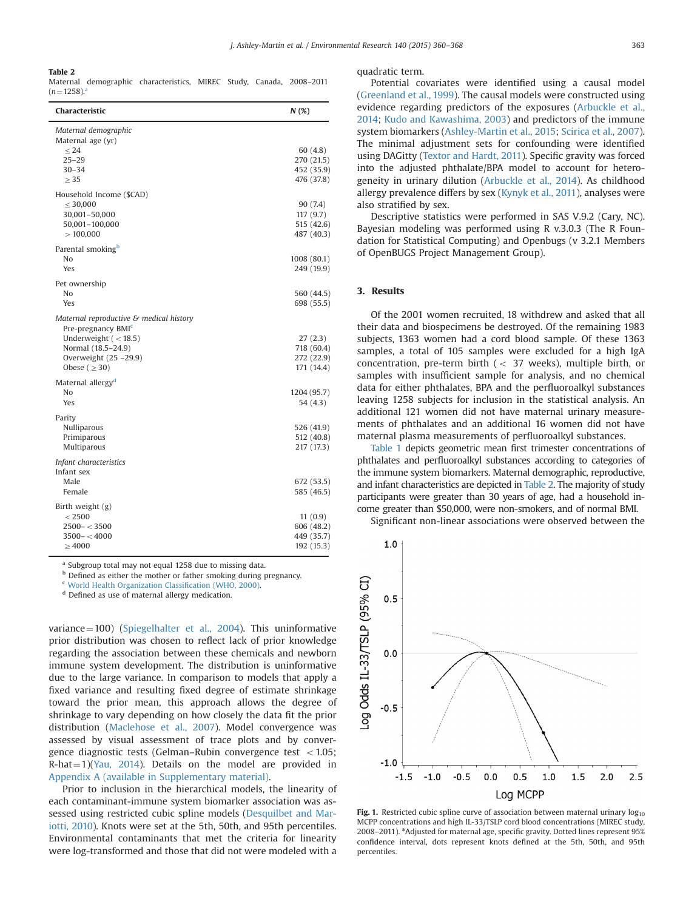**Table 2**
Maternal demographic characteristics, MIREC Study, Canada, 2008–2011 ($n=1258$).[a]

| Characteristic | N (%) |
|---|---|
| *Maternal demographic* | |
| Maternal age (yr) | |
| ≤24 | 60 (4.8) |
| 25–29 | 270 (21.5) |
| 30–34 | 452 (35.9) |
| ≥35 | 476 (37.8) |
| Household Income ($CAD) | |
| ≤30,000 | 90 (7.4) |
| 30,001–50,000 | 117 (9.7) |
| 50,001–100,000 | 515 (42.6) |
| >100,000 | 487 (40.3) |
| Parental smoking[b] | |
| No | 1008 (80.1) |
| Yes | 249 (19.9) |
| Pet ownership | |
| No | 560 (44.5) |
| Yes | 698 (55.5) |
| *Maternal reproductive & medical history* | |
| Pre-pregnancy BMI[c] | |
| Underweight (<18.5) | 27 (2.3) |
| Normal (18.5–24.9) | 718 (60.4) |
| Overweight (25 –29.9) | 272 (22.9) |
| Obese (≥30) | 171 (14.4) |
| Maternal allergy[d] | |
| No | 1204 (95.7) |
| Yes | 54 (4.3) |
| Parity | |
| Nulliparous | 526 (41.9) |
| Primiparous | 512 (40.8) |
| Multiparous | 217 (17.3) |
| *Infant characteristics* | |
| Infant sex | |
| Male | 672 (53.5) |
| Female | 585 (46.5) |
| Birth weight (g) | |
| <2500 | 11 (0.9) |
| 2500–<3500 | 606 (48.2) |
| 3500–<4000 | 449 (35.7) |
| ≥4000 | 192 (15.3) |

[a] Subgroup total may not equal 1258 due to missing data.
[b] Defined as either the mother or father smoking during pregnancy.
[c] World Health Organization Classification (WHO, 2000).
[d] Defined as use of maternal allergy medication.

variance = 100) (Spiegelhalter et al., 2004). This uninformative prior distribution was chosen to reflect lack of prior knowledge regarding the association between these chemicals and newborn immune system development. The distribution is uninformative due to the large variance. In comparison to models that apply a fixed variance and resulting fixed degree of estimate shrinkage toward the prior mean, this approach allows the degree of shrinkage to vary depending on how closely the data fit the prior distribution (Maclehose et al., 2007). Model convergence was assessed by visual assessment of trace plots and by convergence diagnostic tests (Gelman–Rubin convergence test <1.05; R-hat = 1)(Yau, 2014). Details on the model are provided in Appendix A (available in Supplementary material).

Prior to inclusion in the hierarchical models, the linearity of each contaminant-immune system biomarker association was assessed using restricted cubic spline models (Desquilbet and Mariotti, 2010). Knots were set at the 5th, 50th, and 95th percentiles. Environmental contaminants that met the criteria for linearity were log-transformed and those that did not were modeled with a quadratic term.

Potential covariates were identified using a causal model (Greenland et al., 1999). The causal models were constructed using evidence regarding predictors of the exposures (Arbuckle et al., 2014; Kudo and Kawashima, 2003) and predictors of the immune system biomarkers (Ashley-Martin et al., 2015; Scirica et al., 2007). The minimal adjustment sets for confounding were identified using DAGitty (Textor and Hardt, 2011). Specific gravity was forced into the adjusted phthalate/BPA model to account for heterogeneity in urinary dilution (Arbuckle et al., 2014). As childhood allergy prevalence differs by sex (Kynyk et al., 2011), analyses were also stratified by sex.

Descriptive statistics were performed in SAS V.9.2 (Cary, NC). Bayesian modeling was performed using R v.3.0.3 (The R Foundation for Statistical Computing) and Openbugs (v 3.2.1 Members of OpenBUGS Project Management Group).

## 3. Results

Of the 2001 women recruited, 18 withdrew and asked that all their data and biospecimens be destroyed. Of the remaining 1983 subjects, 1363 women had a cord blood sample. Of these 1363 samples, a total of 105 samples were excluded for a high IgA concentration, pre-term birth (< 37 weeks), multiple birth, or samples with insufficient sample for analysis, and no chemical data for either phthalates, BPA and the perfluoroalkyl substances leaving 1258 subjects for inclusion in the statistical analysis. An additional 121 women did not have maternal urinary measurements of phthalates and an additional 16 women did not have maternal plasma measurements of perfluoroalkyl substances.

Table 1 depicts geometric mean first trimester concentrations of phthalates and perfluoroalkyl substances according to categories of the immune system biomarkers. Maternal demographic, reproductive, and infant characteristics are depicted in Table 2. The majority of study participants were greater than 30 years of age, had a household income greater than $50,000, were non-smokers, and of normal BMI.

Significant non-linear associations were observed between the

**Fig. 1.** Restricted cubic spline curve of association between maternal urinary $\log_{10}$ MCPP concentrations and high IL-33/TSLP cord blood concentrations (MIREC study, 2008–2011). *Adjusted for maternal age, specific gravity. Dotted lines represent 95% confidence interval, dots represent knots defined at the 5th, 50th, and 95th percentiles.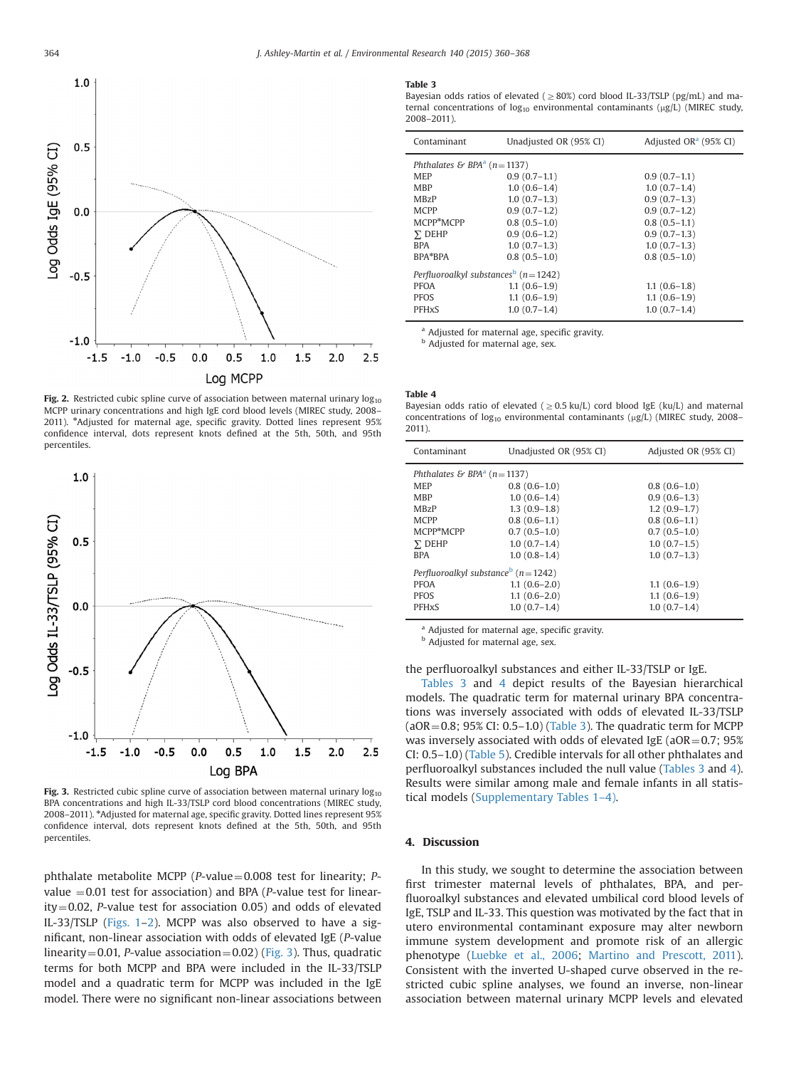Fig. 2. Restricted cubic spline curve of association between maternal urinary $\log_{10}$ MCPP urinary concentrations and high IgE cord blood levels (MIREC study, 2008–2011). *Adjusted for maternal age, specific gravity. Dotted lines represent 95% confidence interval, dots represent knots defined at the 5th, 50th, and 95th percentiles.

Fig. 3. Restricted cubic spline curve of association between maternal urinary $\log_{10}$ BPA concentrations and high IL-33/TSLP cord blood concentrations (MIREC study, 2008–2011). *Adjusted for maternal age, specific gravity. Dotted lines represent 95% confidence interval, dots represent knots defined at the 5th, 50th, and 95th percentiles.

phthalate metabolite MCPP ($P$-value = 0.008 test for linearity; $P$-value = 0.01 test for association) and BPA ($P$-value test for linearity = 0.02, $P$-value test for association 0.05) and odds of elevated IL-33/TSLP (Figs. 1–2). MCPP was also observed to have a significant, non-linear association with odds of elevated IgE ($P$-value linearity = 0.01, $P$-value association = 0.02) (Fig. 3). Thus, quadratic terms for both MCPP and BPA were included in the IL-33/TSLP model and a quadratic term for MCPP was included in the IgE model. There were no significant non-linear associations between the perfluoroalkyl substances and either IL-33/TSLP or IgE.

**Table 3**
Bayesian odds ratios of elevated (≥80%) cord blood IL-33/TSLP (pg/mL) and maternal concentrations of $\log_{10}$ environmental contaminants (μg/L) (MIREC study, 2008–2011).

| Contaminant | Unadjusted OR (95% CI) | Adjusted OR[a] (95% CI) |
|---|---|---|
| *Phthalates & BPA*[a] ($n$ = 1137) | | |
| MEP | 0.9 (0.7–1.1) | 0.9 (0.7–1.1) |
| MBP | 1.0 (0.6–1.4) | 1.0 (0.7–1.4) |
| MBzP | 1.0 (0.7–1.3) | 0.9 (0.7–1.3) |
| MCPP | 0.9 (0.7–1.2) | 0.9 (0.7–1.2) |
| MCPP*MCPP | 0.8 (0.5–1.0) | 0.8 (0.5–1.1) |
| ∑ DEHP | 0.9 (0.6–1.2) | 0.9 (0.7–1.3) |
| BPA | 1.0 (0.7–1.3) | 1.0 (0.7–1.3) |
| BPA*BPA | 0.8 (0.5–1.0) | 0.8 (0.5–1.0) |
| *Perfluoroalkyl substances*[b] ($n$ = 1242) | | |
| PFOA | 1.1 (0.6–1.9) | 1.1 (0.6–1.8) |
| PFOS | 1.1 (0.6–1.9) | 1.1 (0.6–1.9) |
| PFHxS | 1.0 (0.7–1.4) | 1.0 (0.7–1.4) |

[a] Adjusted for maternal age, specific gravity.
[b] Adjusted for maternal age, sex.

**Table 4**
Bayesian odds ratio of elevated (≥0.5 ku/L) cord blood IgE (ku/L) and maternal concentrations of $\log_{10}$ environmental contaminants (μg/L) (MIREC study, 2008–2011).

| Contaminant | Unadjusted OR (95% CI) | Adjusted OR (95% CI) |
|---|---|---|
| *Phthalates & BPA*[a] ($n$ = 1137) | | |
| MEP | 0.8 (0.6–1.0) | 0.8 (0.6–1.0) |
| MBP | 1.0 (0.6–1.4) | 0.9 (0.6–1.3) |
| MBzP | 1.3 (0.9–1.8) | 1.2 (0.9–1.7) |
| MCPP | 0.8 (0.6–1.1) | 0.8 (0.6–1.1) |
| MCPP*MCPP | 0.7 (0.5–1.0) | 0.7 (0.5–1.0) |
| ∑ DEHP | 1.0 (0.7–1.4) | 1.0 (0.7–1.5) |
| BPA | 1.0 (0.8–1.4) | 1.0 (0.7–1.3) |
| *Perfluoroalkyl substance*[b] ($n$ = 1242) | | |
| PFOA | 1.1 (0.6–2.0) | 1.1 (0.6–1.9) |
| PFOS | 1.1 (0.6–2.0) | 1.1 (0.6–1.9) |
| PFHxS | 1.0 (0.7–1.4) | 1.0 (0.7–1.4) |

[a] Adjusted for maternal age, specific gravity.
[b] Adjusted for maternal age, sex.

Tables 3 and 4 depict results of the Bayesian hierarchical models. The quadratic term for maternal urinary BPA concentrations was inversely associated with odds of elevated IL-33/TSLP (aOR = 0.8; 95% CI: 0.5–1.0) (Table 3). The quadratic term for MCPP was inversely associated with odds of elevated IgE (aOR = 0.7; 95% CI: 0.5–1.0) (Table 5). Credible intervals for all other phthalates and perfluoroalkyl substances included the null value (Tables 3 and 4). Results were similar among male and female infants in all statistical models (Supplementary Tables 1–4).

## 4. Discussion

In this study, we sought to determine the association between first trimester maternal levels of phthalates, BPA, and perfluoroalkyl substances and elevated umbilical cord blood levels of IgE, TSLP and IL-33. This question was motivated by the fact that in utero environmental contaminant exposure may alter newborn immune system development and promote risk of an allergic phenotype (Luebke et al., 2006; Martino and Prescott, 2011). Consistent with the inverted U-shaped curve observed in the restricted cubic spline analyses, we found an inverse, non-linear association between maternal urinary MCPP levels and elevated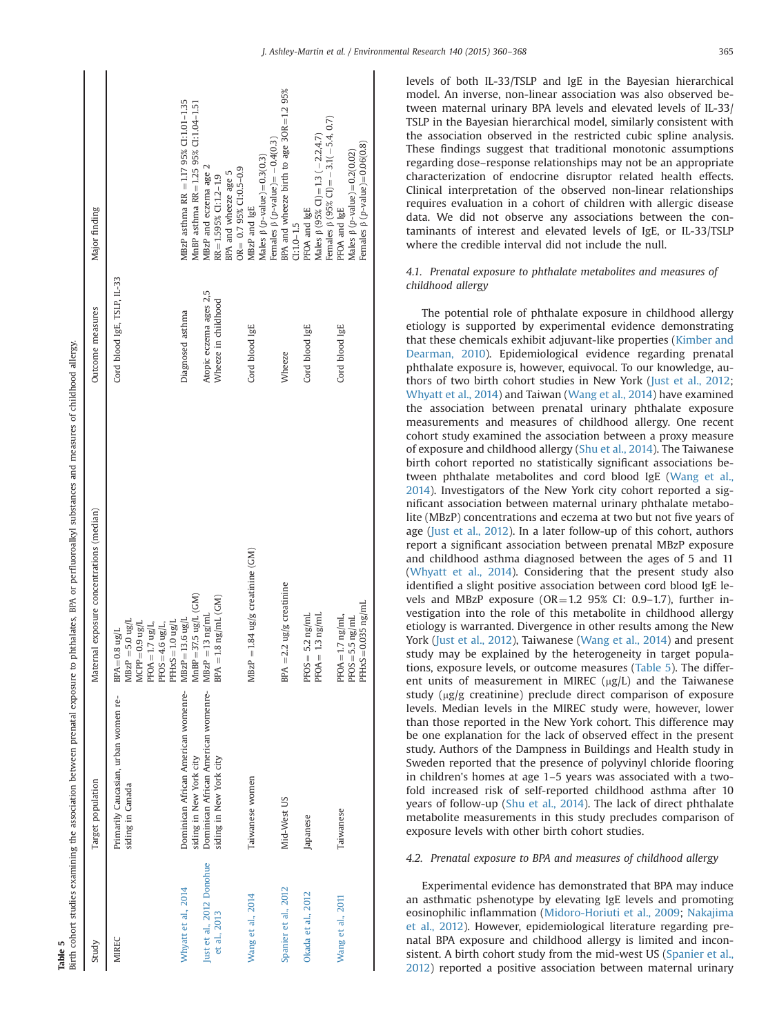**Table 5**
Birth cohort studies examining the association between prenatal exposure to phthalates, BPA or perfluoroalkyl substances and measures of childhood allergy.

| Study | Target population | Maternal exposure concentrations (median) | Outcome measures | Major finding |
|---|---|---|---|---|
| MIREC | Primarily Caucasian, urban women residing in Canada | BPA = 0.8 ug/L<br>MBzP = 5.0 ug/L<br>MCPP = 0.9 ug/L<br>PFOA = 1.7 ug/L,<br>PFOS = 4.6 ug/L,<br>PFHxS = 1.0 ug/L | Cord blood IgE, TSLP, IL-33 | |
| Whyatt et al., 2014 | Dominican African American women residing in New York city | MBzP = 13.6 ug/L<br>MnBP = 37.5 ug/L (GM) | Diagnosed asthma | MBzP asthma RR = 1.17 95% CI:1.01–1.35<br>MnBP asthma RR = 1.25 95% CI:1.04–1.51 |
| Just et al., 2012 Donohue et al., 2013 | Dominican African American women residing in New York city | MBzP = 13 ng/mL<br>BPA = 1.8 ng/mL (GM) | Atopic eczema ages 2,5<br>Wheeze in childhood | MBzP and eczema age 2<br>RR = 1.595% CI:1.2–1.9<br>BPA and wheeze age 5<br>OR = 0.7 95% CI:0.5–0.9 |
| Wang et al., 2014 | Taiwanese women | MBzP = 1.84 ug/g creatinine (GM) | Cord blood IgE | MBzP and IgE<br>Males β (p-value) = 0.3(0.3)<br>Females β (p-value) = −0.4(0.3) |
| Spanier et al., 2012 | Mid-West US | BPA = 2.2 ug/g creatinine | Wheeze | BPA and wheeze birth to age 3OR = 1.2 95% CI:1.0–1.5 |
| Okada et al., 2012 | Japanese | PFOS = 5.2 ng/mL<br>PFOA = 1.3 ng/mL | Cord blood IgE | PFOA and IgE<br>Males β (95% CI) = 1.3 (−2.2,4.7)<br>Females β (95% CI) = −3.1(−5.4, 0.7) |
| Wang et al., 2011 | Taiwanese | PFOA = 1.7 ng/mL,<br>PFOS = 5.5 ng/mL<br>PFHxS = 0.035 ng/mL | Cord blood IgE | PFOA and IgE<br>Males β (p-value) = 0.2(0.02)<br>Females β (p-value) = 0.06(0.8) |

levels of both IL-33/TSLP and IgE in the Bayesian hierarchical model. An inverse, non-linear association was also observed between maternal urinary BPA levels and elevated levels of IL-33/TSLP in the Bayesian hierarchical model, similarly consistent with the association observed in the restricted cubic spline analysis. These findings suggest that traditional monotonic assumptions regarding dose–response relationships may not be an appropriate characterization of endocrine disruptor related health effects. Clinical interpretation of the observed non-linear relationships requires evaluation in a cohort of children with allergic disease data. We did not observe any associations between the contaminants of interest and elevated levels of IgE, or IL-33/TSLP where the credible interval did not include the null.

### 4.1. Prenatal exposure to phthalate metabolites and measures of childhood allergy

The potential role of phthalate exposure in childhood allergy etiology is supported by experimental evidence demonstrating that these chemicals exhibit adjuvant-like properties (Kimber and Dearman, 2010). Epidemiological evidence regarding prenatal phthalate exposure is, however, equivocal. To our knowledge, authors of two birth cohort studies in New York (Just et al., 2012; Whyatt et al., 2014) and Taiwan (Wang et al., 2014) have examined the association between prenatal urinary phthalate exposure measurements and measures of childhood allergy. One recent cohort study examined the association between a proxy measure of exposure and childhood allergy (Shu et al., 2014). The Taiwanese birth cohort reported no statistically significant associations between phthalate metabolites and cord blood IgE (Wang et al., 2014). Investigators of the New York city cohort reported a significant association between maternal urinary phthalate metabolite (MBzP) concentrations and eczema at two but not five years of age (Just et al., 2012). In a later follow-up of this cohort, authors report a significant association between prenatal MBzP exposure and childhood asthma diagnosed between the ages of 5 and 11 (Whyatt et al., 2014). Considering that the present study also identified a slight positive association between cord blood IgE levels and MBzP exposure (OR = 1.2 95% CI: 0.9–1.7), further investigation into the role of this metabolite in childhood allergy etiology is warranted. Divergence in other results among the New York (Just et al., 2012), Taiwanese (Wang et al., 2014) and present study may be explained by the heterogeneity in target populations, exposure levels, or outcome measures (Table 5). The different units of measurement in MIREC (μg/L) and the Taiwanese study (μg/g creatinine) preclude direct comparison of exposure levels. Median levels in the MIREC study were, however, lower than those reported in the New York cohort. This difference may be one explanation for the lack of observed effect in the present study. Authors of the Dampness in Buildings and Health study in Sweden reported that the presence of polyvinyl chloride flooring in children's homes at age 1–5 years was associated with a two-fold increased risk of self-reported childhood asthma after 10 years of follow-up (Shu et al., 2014). The lack of direct phthalate metabolite measurements in this study precludes comparison of exposure levels with other birth cohort studies.

### 4.2. Prenatal exposure to BPA and measures of childhood allergy

Experimental evidence has demonstrated that BPA may induce an asthmatic pshenotype by elevating IgE levels and promoting eosinophilic inflammation (Midoro-Horiuti et al., 2009; Nakajima et al., 2012). However, epidemiological literature regarding prenatal BPA exposure and childhood allergy is limited and inconsistent. A birth cohort study from the mid-west US (Spanier et al., 2012) reported a positive association between maternal urinary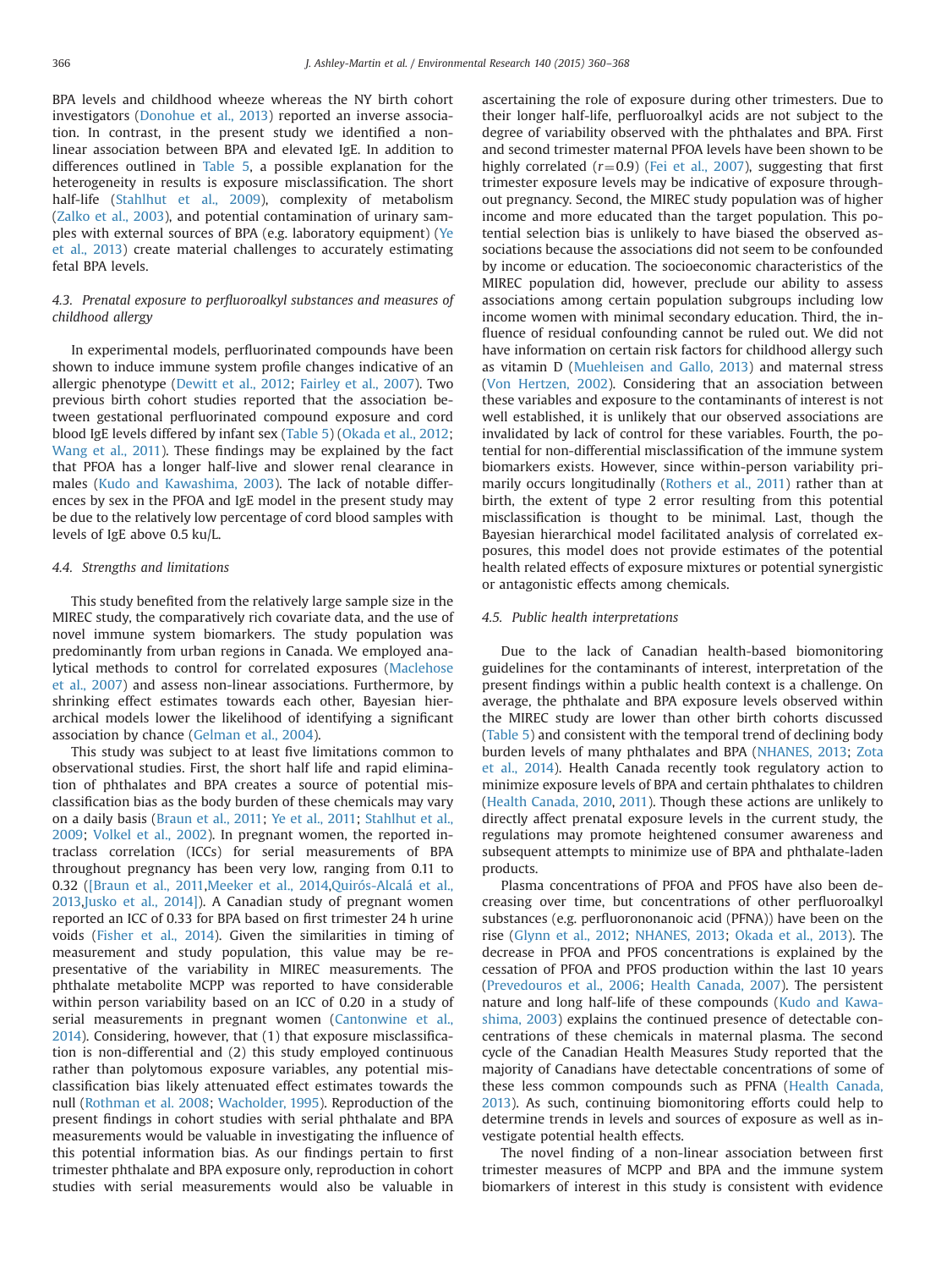BPA levels and childhood wheeze whereas the NY birth cohort investigators (Donohue et al., 2013) reported an inverse association. In contrast, in the present study we identified a non-linear association between BPA and elevated IgE. In addition to differences outlined in Table 5, a possible explanation for the heterogeneity in results is exposure misclassification. The short half-life (Stahlhut et al., 2009), complexity of metabolism (Zalko et al., 2003), and potential contamination of urinary samples with external sources of BPA (e.g. laboratory equipment) (Ye et al., 2013) create material challenges to accurately estimating fetal BPA levels.

### *4.3. Prenatal exposure to perfluoroalkyl substances and measures of childhood allergy*

In experimental models, perfluorinated compounds have been shown to induce immune system profile changes indicative of an allergic phenotype (Dewitt et al., 2012; Fairley et al., 2007). Two previous birth cohort studies reported that the association between gestational perfluorinated compound exposure and cord blood IgE levels differed by infant sex (Table 5) (Okada et al., 2012; Wang et al., 2011). These findings may be explained by the fact that PFOA has a longer half-live and slower renal clearance in males (Kudo and Kawashima, 2003). The lack of notable differences by sex in the PFOA and IgE model in the present study may be due to the relatively low percentage of cord blood samples with levels of IgE above 0.5 ku/L.

### *4.4. Strengths and limitations*

This study benefited from the relatively large sample size in the MIREC study, the comparatively rich covariate data, and the use of novel immune system biomarkers. The study population was predominantly from urban regions in Canada. We employed analytical methods to control for correlated exposures (Maclehose et al., 2007) and assess non-linear associations. Furthermore, by shrinking effect estimates towards each other, Bayesian hierarchical models lower the likelihood of identifying a significant association by chance (Gelman et al., 2004).

This study was subject to at least five limitations common to observational studies. First, the short half life and rapid elimination of phthalates and BPA creates a source of potential misclassification bias as the body burden of these chemicals may vary on a daily basis (Braun et al., 2011; Ye et al., 2011; Stahlhut et al., 2009; Volkel et al., 2002). In pregnant women, the reported intraclass correlation (ICCs) for serial measurements of BPA throughout pregnancy has been very low, ranging from 0.11 to 0.32 ([Braun et al., 2011,Meeker et al., 2014,Quirós-Alcalá et al., 2013,Jusko et al., 2014]). A Canadian study of pregnant women reported an ICC of 0.33 for BPA based on first trimester 24 h urine voids (Fisher et al., 2014). Given the similarities in timing of measurement and study population, this value may be representative of the variability in MIREC measurements. The phthalate metabolite MCPP was reported to have considerable within person variability based on an ICC of 0.20 in a study of serial measurements in pregnant women (Cantonwine et al., 2014). Considering, however, that (1) that exposure misclassification is non-differential and (2) this study employed continuous rather than polytomous exposure variables, any potential misclassification bias likely attenuated effect estimates towards the null (Rothman et al. 2008; Wacholder, 1995). Reproduction of the present findings in cohort studies with serial phthalate and BPA measurements would be valuable in investigating the influence of this potential information bias. As our findings pertain to first trimester phthalate and BPA exposure only, reproduction in cohort studies with serial measurements would also be valuable in ascertaining the role of exposure during other trimesters. Due to their longer half-life, perfluoroalkyl acids are not subject to the degree of variability observed with the phthalates and BPA. First and second trimester maternal PFOA levels have been shown to be highly correlated ($r = 0.9$) (Fei et al., 2007), suggesting that first trimester exposure levels may be indicative of exposure throughout pregnancy. Second, the MIREC study population was of higher income and more educated than the target population. This potential selection bias is unlikely to have biased the observed associations because the associations did not seem to be confounded by income or education. The socioeconomic characteristics of the MIREC population did, however, preclude our ability to assess associations among certain population subgroups including low income women with minimal secondary education. Third, the influence of residual confounding cannot be ruled out. We did not have information on certain risk factors for childhood allergy such as vitamin D (Muehleisen and Gallo, 2013) and maternal stress (Von Hertzen, 2002). Considering that an association between these variables and exposure to the contaminants of interest is not well established, it is unlikely that our observed associations are invalidated by lack of control for these variables. Fourth, the potential for non-differential misclassification of the immune system biomarkers exists. However, since within-person variability primarily occurs longitudinally (Rothers et al., 2011) rather than at birth, the extent of type 2 error resulting from this potential misclassification is thought to be minimal. Last, though the Bayesian hierarchical model facilitated analysis of correlated exposures, this model does not provide estimates of the potential health related effects of exposure mixtures or potential synergistic or antagonistic effects among chemicals.

### *4.5. Public health interpretations*

Due to the lack of Canadian health-based biomonitoring guidelines for the contaminants of interest, interpretation of the present findings within a public health context is a challenge. On average, the phthalate and BPA exposure levels observed within the MIREC study are lower than other birth cohorts discussed (Table 5) and consistent with the temporal trend of declining body burden levels of many phthalates and BPA (NHANES, 2013; Zota et al., 2014). Health Canada recently took regulatory action to minimize exposure levels of BPA and certain phthalates to children (Health Canada, 2010, 2011). Though these actions are unlikely to directly affect prenatal exposure levels in the current study, the regulations may promote heightened consumer awareness and subsequent attempts to minimize use of BPA and phthalate-laden products.

Plasma concentrations of PFOA and PFOS have also been decreasing over time, but concentrations of other perfluoroalkyl substances (e.g. perfluorononanoic acid (PFNA)) have been on the rise (Glynn et al., 2012; NHANES, 2013; Okada et al., 2013). The decrease in PFOA and PFOS concentrations is explained by the cessation of PFOA and PFOS production within the last 10 years (Prevedouros et al., 2006; Health Canada, 2007). The persistent nature and long half-life of these compounds (Kudo and Kawashima, 2003) explains the continued presence of detectable concentrations of these chemicals in maternal plasma. The second cycle of the Canadian Health Measures Study reported that the majority of Canadians have detectable concentrations of some of these less common compounds such as PFNA (Health Canada, 2013). As such, continuing biomonitoring efforts could help to determine trends in levels and sources of exposure as well as investigate potential health effects.

The novel finding of a non-linear association between first trimester measures of MCPP and BPA and the immune system biomarkers of interest in this study is consistent with evidence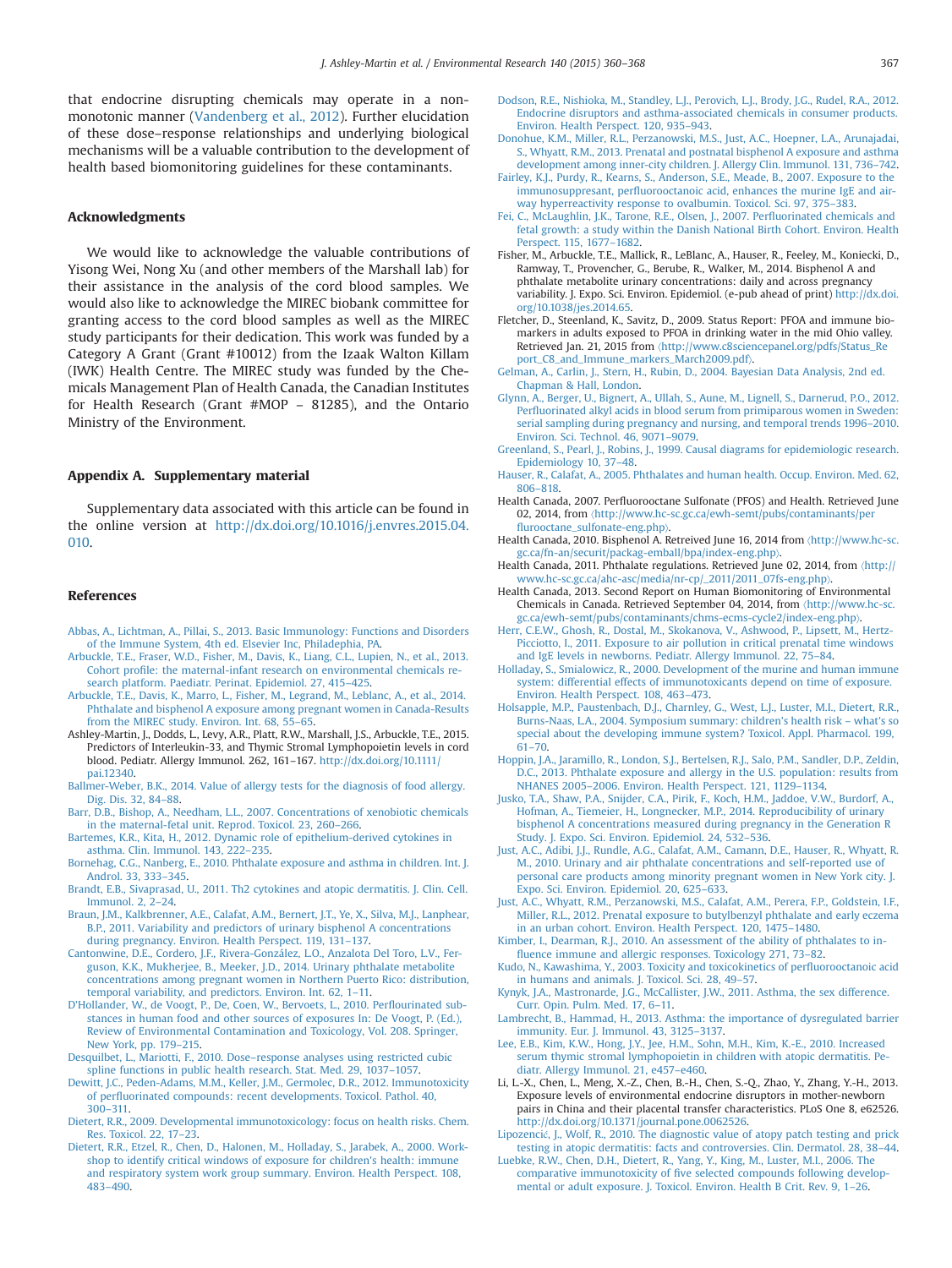that endocrine disrupting chemicals may operate in a non-monotonic manner (Vandenberg et al., 2012). Further elucidation of these dose–response relationships and underlying biological mechanisms will be a valuable contribution to the development of health based biomonitoring guidelines for these contaminants.

## Acknowledgments

We would like to acknowledge the valuable contributions of Yisong Wei, Nong Xu (and other members of the Marshall lab) for their assistance in the analysis of the cord blood samples. We would also like to acknowledge the MIREC biobank committee for granting access to the cord blood samples as well as the MIREC study participants for their dedication. This work was funded by a Category A Grant (Grant #10012) from the Izaak Walton Killam (IWK) Health Centre. The MIREC study was funded by the Chemicals Management Plan of Health Canada, the Canadian Institutes for Health Research (Grant #MOP – 81285), and the Ontario Ministry of the Environment.

## Appendix A. Supplementary material

Supplementary data associated with this article can be found in the online version at http://dx.doi.org/10.1016/j.envres.2015.04.010.

## References

Abbas, A., Lichtman, A., Pillai, S., 2013. Basic Immunology: Functions and Disorders of the Immune System, 4th ed. Elsevier Inc, Philadephia, PA.

Arbuckle, T.E., Fraser, W.D., Fisher, M., Davis, K., Liang, C.L., Lupien, N., et al., 2013. Cohort profile: the maternal-infant research on environmental chemicals research platform. Paediatr. Perinat. Epidemiol. 27, 415–425.

Arbuckle, T.E., Davis, K., Marro, L., Fisher, M., Legrand, M., Leblanc, A., et al., 2014. Phthalate and bisphenol A exposure among pregnant women in Canada-Results from the MIREC study. Environ. Int. 68, 55–65.

Ashley-Martin, J., Dodds, L., Levy, A.R., Platt, R.W., Marshall, J.S., Arbuckle, T.E., 2015. Predictors of Interleukin-33, and Thymic Stromal Lymphopoietin levels in cord blood. Pediatr. Allergy Immunol. 262, 161–167. http://dx.doi.org/10.1111/pai.12340.

Ballmer-Weber, B.K., 2014. Value of allergy tests for the diagnosis of food allergy. Dig. Dis. 32, 84–88.

Barr, D.B., Bishop, A., Needham, L.L., 2007. Concentrations of xenobiotic chemicals in the maternal-fetal unit. Reprod. Toxicol. 23, 260–266.

Bartemes, K.R., Kita, H., 2012. Dynamic role of epithelium-derived cytokines in asthma. Clin. Immunol. 143, 222–235.

Bornehag, C.G., Nanberg, E., 2010. Phthalate exposure and asthma in children. Int. J. Androl. 33, 333–345.

Brandt, E.B., Sivaprasad, U., 2011. Th2 cytokines and atopic dermatitis. J. Clin. Cell. Immunol. 2, 2–24.

Braun, J.M., Kalkbrenner, A.E., Calafat, A.M., Bernert, J.T., Ye, X., Silva, M.J., Lanphear, B.P., 2011. Variability and predictors of urinary bisphenol A concentrations during pregnancy. Environ. Health Perspect. 119, 131–137.

Cantonwine, D.E., Cordero, J.F., Rivera-González, L.O., Anzalota Del Toro, L.V., Ferguson, K.K., Mukherjee, B., Meeker, J.D., 2014. Urinary phthalate metabolite concentrations among pregnant women in Northern Puerto Rico: distribution, temporal variability, and predictors. Environ. Int. 62, 1–11.

D'Hollander, W., de Voogt, P., De, Coen, W., Bervoets, L., 2010. Perflourinated substances in human food and other sources of exposures In: De Voogt, P. (Ed.), Review of Environmental Contamination and Toxicology, Vol. 208. Springer, New York, pp. 179–215.

Desquilbet, L., Mariotti, F., 2010. Dose–response analyses using restricted cubic spline functions in public health research. Stat. Med. 29, 1037–1057.

Dewitt, J.C., Peden-Adams, M.M., Keller, J.M., Germolec, D.R., 2012. Immunotoxicity of perfluorinated compounds: recent developments. Toxicol. Pathol. 40, 300–311.

Dietert, R.R., 2009. Developmental immunotoxicology: focus on health risks. Chem. Res. Toxicol. 22, 17–23.

Dietert, R.R., Etzel, R., Chen, D., Halonen, M., Holladay, S., Jarabek, A., 2000. Workshop to identify critical windows of exposure for children's health: immune and respiratory system work group summary. Environ. Health Perspect. 108, 483–490.

Dodson, R.E., Nishioka, M., Standley, L.J., Perovich, L.J., Brody, J.G., Rudel, R.A., 2012. Endocrine disruptors and asthma-associated chemicals in consumer products. Environ. Health Perspect. 120, 935–943.

Donohue, K.M., Miller, R.L., Perzanowski, M.S., Just, A.C., Hoepner, L.A., Arunajadai, S., Whyatt, R.M., 2013. Prenatal and postnatal bisphenol A exposure and asthma development among inner-city children. J. Allergy Clin. Immunol. 131, 736–742.

Fairley, K.J., Purdy, R., Kearns, S., Anderson, S.E., Meade, B., 2007. Exposure to the immunosuppresant, perfluorooctanoic acid, enhances the murine IgE and airway hyperreactivity response to ovalbumin. Toxicol. Sci. 97, 375–383.

Fei, C., McLaughlin, J.K., Tarone, R.E., Olsen, J., 2007. Perfluorinated chemicals and fetal growth: a study within the Danish National Birth Cohort. Environ. Health Perspect. 115, 1677–1682.

Fisher, M., Arbuckle, T.E., Mallick, R., LeBlanc, A., Hauser, R., Feeley, M., Koniecki, D., Ramway, T., Provencher, G., Berube, R., Walker, M., 2014. Bisphenol A and phthalate metabolite urinary concentrations: daily and across pregnancy variability. J. Expo. Sci. Environ. Epidemiol. (e-pub ahead of print) http://dx.doi.org/10.1038/jes.2014.65.

Fletcher, D., Steenland, K., Savitz, D., 2009. Status Report: PFOA and immune biomarkers in adults exposed to PFOA in drinking water in the mid Ohio valley. Retrieved Jan. 21, 2015 from ⟨http://www.c8sciencepanel.org/pdfs/Status_Report_C8_and_Immune_markers_March2009.pdf⟩.

Gelman, A., Carlin, J., Stern, H., Rubin, D., 2004. Bayesian Data Analysis, 2nd ed. Chapman & Hall, London.

Glynn, A., Berger, U., Bignert, A., Ullah, S., Aune, M., Lignell, S., Darnerud, P.O., 2012. Perfluorinated alkyl acids in blood serum from primiparous women in Sweden: serial sampling during pregnancy and nursing, and temporal trends 1996–2010. Environ. Sci. Technol. 46, 9071–9079.

Greenland, S., Pearl, J., Robins, J., 1999. Causal diagrams for epidemiologic research. Epidemiology 10, 37–48.

Hauser, R., Calafat, A., 2005. Phthalates and human health. Occup. Environ. Med. 62, 806–818.

Health Canada, 2007. Perfluorooctane Sulfonate (PFOS) and Health. Retrieved June 02, 2014, from ⟨http://www.hc-sc.gc.ca/ewh-semt/pubs/contaminants/perflurooctane_sulfonate-eng.php⟩.

Health Canada, 2010. Bisphenol A. Retreived June 16, 2014 from ⟨http://www.hc-sc.gc.ca/fn-an/securit/packag-emball/bpa/index-eng.php⟩.

Health Canada, 2011. Phthalate regulations. Retrieved June 02, 2014, from ⟨http://www.hc-sc.gc.ca/ahc-asc/media/nr-cp/_2011/2011_07fs-eng.php⟩.

Health Canada, 2013. Second Report on Human Biomonitoring of Environmental Chemicals in Canada. Retrieved September 04, 2014, from ⟨http://www.hc-sc.gc.ca/ewh-semt/pubs/contaminants/chms-ecms-cycle2/index-eng.php⟩.

Herr, C.E.W., Ghosh, R., Dostal, M., Skokanova, V., Ashwood, P., Lipsett, M., Hertz-Picciotto, I., 2011. Exposure to air pollution in critical prenatal time windows and IgE levels in newborns. Pediatr. Allergy Immunol. 22, 75–84.

Holladay, S., Smialowicz, R., 2000. Development of the murine and human immune system: differential effects of immunotoxicants depend on time of exposure. Environ. Health Perspect. 108, 463–473.

Holsapple, M.P., Paustenbach, D.J., Charnley, G., West, L.J., Luster, M.I., Dietert, R.R., Burns-Naas, L.A., 2004. Symposium summary: children's health risk – what's so special about the developing immune system? Toxicol. Appl. Pharmacol. 199, 61–70.

Hoppin, J.A., Jaramillo, R., London, S.J., Bertelsen, R.J., Salo, P.M., Sandler, D.P., Zeldin, D.C., 2013. Phthalate exposure and allergy in the U.S. population: results from NHANES 2005–2006. Environ. Health Perspect. 121, 1129–1134.

Jusko, T.A., Shaw, P.A., Snijder, C.A., Pirik, F., Koch, H.M., Jaddoe, V.W., Burdorf, A., Hofman, A., Tiemeier, H., Longnecker, M.P., 2014. Reproducibility of urinary bisphenol A concentrations measured during pregnancy in the Generation R Study. J. Expo. Sci. Environ. Epidemiol. 24, 532–536.

Just, A.C., Adibi, J.J., Rundle, A.G., Calafat, A.M., Camann, D.E., Hauser, R., Whyatt, R.M., 2010. Urinary and air phthalate concentrations and self-reported use of personal care products among minority pregnant women in New York city. J. Expo. Sci. Environ. Epidemiol. 20, 625–633.

Just, A.C., Whyatt, R.M., Perzanowski, M.S., Calafat, A.M., Perera, F.P., Goldstein, I.F., Miller, R.L., 2012. Prenatal exposure to butylbenzyl phthalate and early eczema in an urban cohort. Environ. Health Perspect. 120, 1475–1480.

Kimber, I., Dearman, R.J., 2010. An assessment of the ability of phthalates to influence immune and allergic responses. Toxicology 271, 73–82.

Kudo, N., Kawashima, Y., 2003. Toxicity and toxicokinetics of perfluorooctanoic acid in humans and animals. J. Toxicol. Sci. 28, 49–57.

Kynyk, J.A., Mastronarde, J.G., McCallister, J.W., 2011. Asthma, the sex difference. Curr. Opin. Pulm. Med. 17, 6–11.

Lambrecht, B., Hammad, H., 2013. Asthma: the importance of dysregulated barrier immunity. Eur. J. Immunol. 43, 3125–3137.

Lee, E.B., Kim, K.W., Hong, J.Y., Jee, H.M., Sohn, M.H., Kim, K.-E., 2010. Increased serum thymic stromal lymphopoietin in children with atopic dermatitis. Pediatr. Allergy Immunol. 21, e457–e460.

Li, L.-X., Chen, L., Meng, X.-Z., Chen, B.-H., Chen, S.-Q., Zhao, Y., Zhang, Y.-H., 2013. Exposure levels of environmental endocrine disruptors in mother-newborn pairs in China and their placental transfer characteristics. PLoS One 8, e62526. http://dx.doi.org/10.1371/journal.pone.0062526.

Lipozencić, J., Wolf, R., 2010. The diagnostic value of atopy patch testing and prick testing in atopic dermatitis: facts and controversies. Clin. Dermatol. 28, 38–44.

Luebke, R.W., Chen, D.H., Dietert, R., Yang, Y., King, M., Luster, M.I., 2006. The comparative immunotoxicity of five selected compounds following developmental or adult exposure. J. Toxicol. Environ. Health B Crit. Rev. 9, 1–26.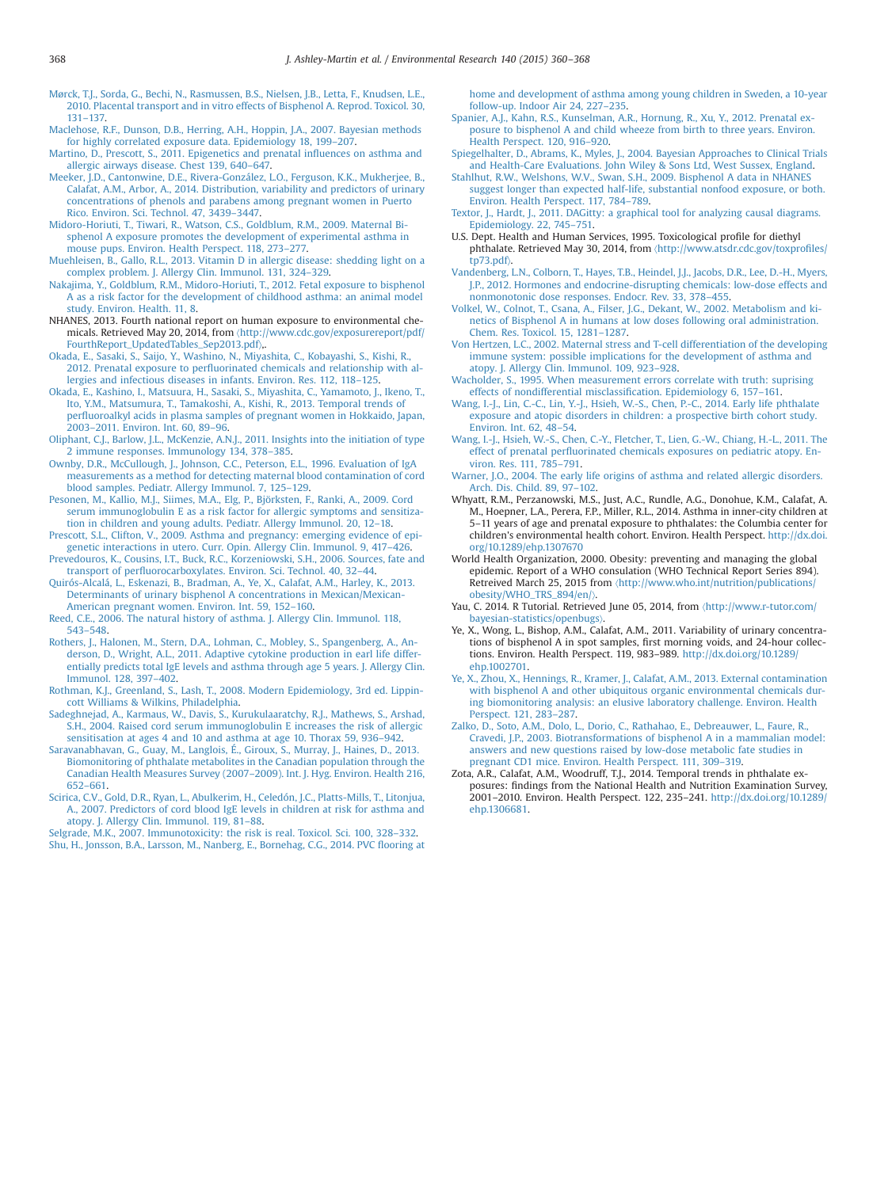Mørck, T.J., Sorda, G., Bechi, N., Rasmussen, B.S., Nielsen, J.B., Letta, F., Knudsen, L.E., 2010. Placental transport and in vitro effects of Bisphenol A. Reprod. Toxicol. 30, 131–137.

Maclehose, R.F., Dunson, D.B., Herring, A.H., Hoppin, J.A., 2007. Bayesian methods for highly correlated exposure data. Epidemiology 18, 199–207.

Martino, D., Prescott, S., 2011. Epigenetics and prenatal influences on asthma and allergic airways disease. Chest 139, 640–647.

Meeker, J.D., Cantonwine, D.E., Rivera-González, L.O., Ferguson, K.K., Mukherjee, B., Calafat, A.M., Arbor, A., 2014. Distribution, variability and predictors of urinary concentrations of phenols and parabens among pregnant women in Puerto Rico. Environ. Sci. Technol. 47, 3439–3447.

Midoro-Horiuti, T., Tiwari, R., Watson, C.S., Goldblum, R.M., 2009. Maternal Bisphenol A exposure promotes the development of experimental asthma in mouse pups. Environ. Health Perspect. 118, 273–277.

Muehleisen, B., Gallo, R.L., 2013. Vitamin D in allergic disease: shedding light on a complex problem. J. Allergy Clin. Immunol. 131, 324–329.

Nakajima, Y., Goldblum, R.M., Midoro-Horiuti, T., 2012. Fetal exposure to bisphenol A as a risk factor for the development of childhood asthma: an animal model study. Environ. Health. 11, 8.

NHANES, 2013. Fourth national report on human exposure to environmental chemicals. Retrieved May 20, 2014, from ⟨http://www.cdc.gov/exposurereport/pdf/FourthReport_UpdatedTables_Sep2013.pdf⟩,.

Okada, E., Sasaki, S., Saijo, Y., Washino, N., Miyashita, C., Kobayashi, S., Kishi, R., 2012. Prenatal exposure to perfluorinated chemicals and relationship with allergies and infectious diseases in infants. Environ. Res. 112, 118–125.

Okada, E., Kashino, I., Matsuura, H., Sasaki, S., Miyashita, C., Yamamoto, J., Ikeno, T., Ito, Y.M., Matsumura, T., Tamakoshi, A., Kishi, R., 2013. Temporal trends of perfluoroalkyl acids in plasma samples of pregnant women in Hokkaido, Japan, 2003–2011. Environ. Int. 60, 89–96.

Oliphant, C.J., Barlow, J.L., McKenzie, A.N.J., 2011. Insights into the initiation of type 2 immune responses. Immunology 134, 378–385.

Ownby, D.R., McCullough, J., Johnson, C.C., Peterson, E.L., 1996. Evaluation of IgA measurements as a method for detecting maternal blood contamination of cord blood samples. Pediatr. Allergy Immunol. 7, 125–129.

Pesonen, M., Kallio, M.J., Siimes, M.A., Elg, P., Björksten, F., Ranki, A., 2009. Cord serum immunoglobulin E as a risk factor for allergic symptoms and sensitization in children and young adults. Pediatr. Allergy Immunol. 20, 12–18.

Prescott, S.L., Clifton, V., 2009. Asthma and pregnancy: emerging evidence of epigenetic interactions in utero. Curr. Opin. Allergy Clin. Immunol. 9, 417–426.

Prevedouros, K., Cousins, I.T., Buck, R.C., Korzeniowski, S.H., 2006. Sources, fate and transport of perfluorocarboxylates. Environ. Sci. Technol. 40, 32–44.

Quirós-Alcalá, L., Eskenazi, B., Bradman, A., Ye, X., Calafat, A.M., Harley, K., 2013. Determinants of urinary bisphenol A concentrations in Mexican/Mexican-American pregnant women. Environ. Int. 59, 152–160.

Reed, C.E., 2006. The natural history of asthma. J. Allergy Clin. Immunol. 118, 543–548.

Rothers, J., Halonen, M., Stern, D.A., Lohman, C., Mobley, S., Spangenberg, A., Anderson, D., Wright, A.L., 2011. Adaptive cytokine production in earl life differentially predicts total IgE levels and asthma through age 5 years. J. Allergy Clin. Immunol. 128, 397–402.

Rothman, K.J., Greenland, S., Lash, T., 2008. Modern Epidemiology, 3rd ed. Lippincott Williams & Wilkins, Philadelphia.

Sadeghnejad, A., Karmaus, W., Davis, S., Kurukulaaratchy, R.J., Mathews, S., Arshad, S.H., 2004. Raised cord serum immunoglobulin E increases the risk of allergic sensitisation at ages 4 and 10 and asthma at age 10. Thorax 59, 936–942.

Saravanabhavan, G., Guay, M., Langlois, É., Giroux, S., Murray, J., Haines, D., 2013. Biomonitoring of phthalate metabolites in the Canadian population through the Canadian Health Measures Survey (2007–2009). Int. J. Hyg. Environ. Health 216, 652–661.

Scirica, C.V., Gold, D.R., Ryan, L., Abulkerim, H., Celedón, J.C., Platts-Mills, T., Litonjua, A., 2007. Predictors of cord blood IgE levels in children at risk for asthma and atopy. J. Allergy Clin. Immunol. 119, 81–88.

Selgrade, M.K., 2007. Immunotoxicity: the risk is real. Toxicol. Sci. 100, 328–332.

Shu, H., Jonsson, B.A., Larsson, M., Nanberg, E., Bornehag, C.G., 2014. PVC flooring at home and development of asthma among young children in Sweden, a 10-year follow-up. Indoor Air 24, 227–235.

Spanier, A.J., Kahn, R.S., Kunselman, A.R., Hornung, R., Xu, Y., 2012. Prenatal exposure to bisphenol A and child wheeze from birth to three years. Environ. Health Perspect. 120, 916–920.

Spiegelhalter, D., Abrams, K., Myles, J., 2004. Bayesian Approaches to Clinical Trials and Health-Care Evaluations. John Wiley & Sons Ltd, West Sussex, England.

Stahlhut, R.W., Welshons, W.V., Swan, S.H., 2009. Bisphenol A data in NHANES suggest longer than expected half-life, substantial nonfood exposure, or both. Environ. Health Perspect. 117, 784–789.

Textor, J., Hardt, J., 2011. DAGitty: a graphical tool for analyzing causal diagrams. Epidemiology. 22, 745–751.

U.S. Dept. Health and Human Services, 1995. Toxicological profile for diethyl phthalate. Retrieved May 30, 2014, from ⟨http://www.atsdr.cdc.gov/toxprofiles/tp73.pdf⟩.

Vandenberg, L.N., Colborn, T., Hayes, T.B., Heindel, J.J., Jacobs, D.R., Lee, D.-H., Myers, J.P., 2012. Hormones and endocrine-disrupting chemicals: low-dose effects and nonmonotonic dose responses. Endocr. Rev. 33, 378–455.

Volkel, W., Colnot, T., Csana, A., Filser, J.G., Dekant, W., 2002. Metabolism and kinetics of Bisphenol A in humans at low doses following oral administration. Chem. Res. Toxicol. 15, 1281–1287.

Von Hertzen, L.C., 2002. Maternal stress and T-cell differentiation of the developing immune system: possible implications for the development of asthma and atopy. J. Allergy Clin. Immunol. 109, 923–928.

Wacholder, S., 1995. When measurement errors correlate with truth: suprising effects of nondifferential misclassification. Epidemiology 6, 157–161.

Wang, I.-J., Lin, C.-C., Lin, Y.-J., Hsieh, W.-S., Chen, P.-C., 2014. Early life phthalate exposure and atopic disorders in children: a prospective birth cohort study. Environ. Int. 62, 48–54.

Wang, I.-J., Hsieh, W.-S., Chen, C.-Y., Fletcher, T., Lien, G.-W., Chiang, H.-L., 2011. The effect of prenatal perfluorinated chemicals exposures on pediatric atopy. Environ. Res. 111, 785–791.

Warner, J.O., 2004. The early life origins of asthma and related allergic disorders. Arch. Dis. Child. 89, 97–102.

Whyatt, R.M., Perzanowski, M.S., Just, A.C., Rundle, A.G., Donohue, K.M., Calafat, A. M., Hoepner, L.A., Perera, F.P., Miller, R.L., 2014. Asthma in inner-city children at 5–11 years of age and prenatal exposure to phthalates: the Columbia center for children's environmental health cohort. Environ. Health Perspect. http://dx.doi.org/10.1289/ehp.1307670

World Health Organization, 2000. Obesity: preventing and managing the global epidemic. Report of a WHO consulation (WHO Technical Report Series 894). Retreived March 25, 2015 from ⟨http://www.who.int/nutrition/publications/obesity/WHO_TRS_894/en/⟩.

Yau, C. 2014. R Tutorial. Retrieved June 05, 2014, from ⟨http://www.r-tutor.com/bayesian-statistics/openbugs⟩.

Ye, X., Wong, L., Bishop, A.M., Calafat, A.M., 2011. Variability of urinary concentrations of bisphenol A in spot samples, first morning voids, and 24-hour collections. Environ. Health Perspect. 119, 983–989. http://dx.doi.org/10.1289/ehp.1002701.

Ye, X., Zhou, X., Hennings, R., Kramer, J., Calafat, A.M., 2013. External contamination with bisphenol A and other ubiquitous organic environmental chemicals during biomonitoring analysis: an elusive laboratory challenge. Environ. Health Perspect. 121, 283–287.

Zalko, D., Soto, A.M., Dolo, L., Dorio, C., Rathahao, E., Debreauwer, L., Faure, R., Cravedi, J.P., 2003. Biotransformations of bisphenol A in a mammalian model: answers and new questions raised by low-dose metabolic fate studies in pregnant CD1 mice. Environ. Health Perspect. 111, 309–319.

Zota, A.R., Calafat, A.M., Woodruff, T.J., 2014. Temporal trends in phthalate exposures: findings from the National Health and Nutrition Examination Survey, 2001–2010. Environ. Health Perspect. 122, 235–241. http://dx.doi.org/10.1289/ehp.1306681.